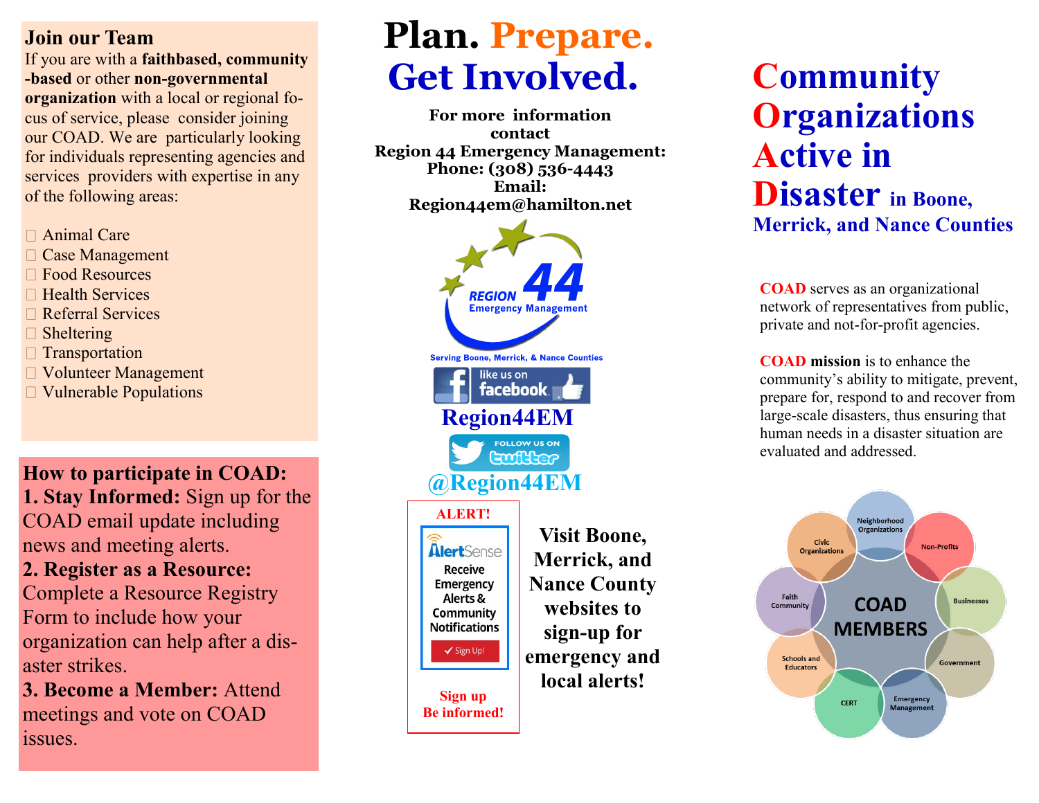## Join our Team

If you are with a **faithbased, community-based** or other **non-governmental organization** with a local or regional focus of service, please consider joining our COAD. We are particularly looking for individuals representing agencies and services providers with expertise in any of the following areas:

- Animal Care
- Case Management
- Food Resources
- Health Services
- Referral Services
- Sheltering
- Transportation
- Volunteer Management
- Vulnerable Populations

## How to participate in COAD:

**1. Stay Informed:** Sign up for the COAD email update including news and meeting alerts.

**2. Register as a Resource:** Complete a Resource Registry Form to include how your organization can help after a disaster strikes.

**3. Become a Member:** Attend meetings and vote on COAD issues.

# Plan. Prepare. Get Involved.

**For more information contact Region 44 Emergency Management:**
**Phone: (308) 536-4443**
**Email: Region44em@hamilton.net**

REGION 44 Emergency Management

Serving Boone, Merrick, & Nance Counties

like us on facebook

**Region44EM**

FOLLOW US ON twitter

**@Region44EM**

**ALERT!**

AlertSense
Receive Emergency Alerts & Community Notifications
Sign Up!

**Sign up**
**Be informed!**

**Visit Boone, Merrick, and Nance County websites to sign-up for emergency and local alerts!**

# Community Organizations Active in Disaster in Boone, Merrick, and Nance Counties

**COAD** serves as an organizational network of representatives from public, private and not-for-profit agencies.

**COAD mission** is to enhance the community's ability to mitigate, prevent, prepare for, respond to and recover from large-scale disasters, thus ensuring that human needs in a disaster situation are evaluated and addressed.

COAD MEMBERS: Neighborhood Organizations, Non-Profits, Businesses, Government, Emergency Management, CERT, Schools and Educators, Faith Community, Civic Organizations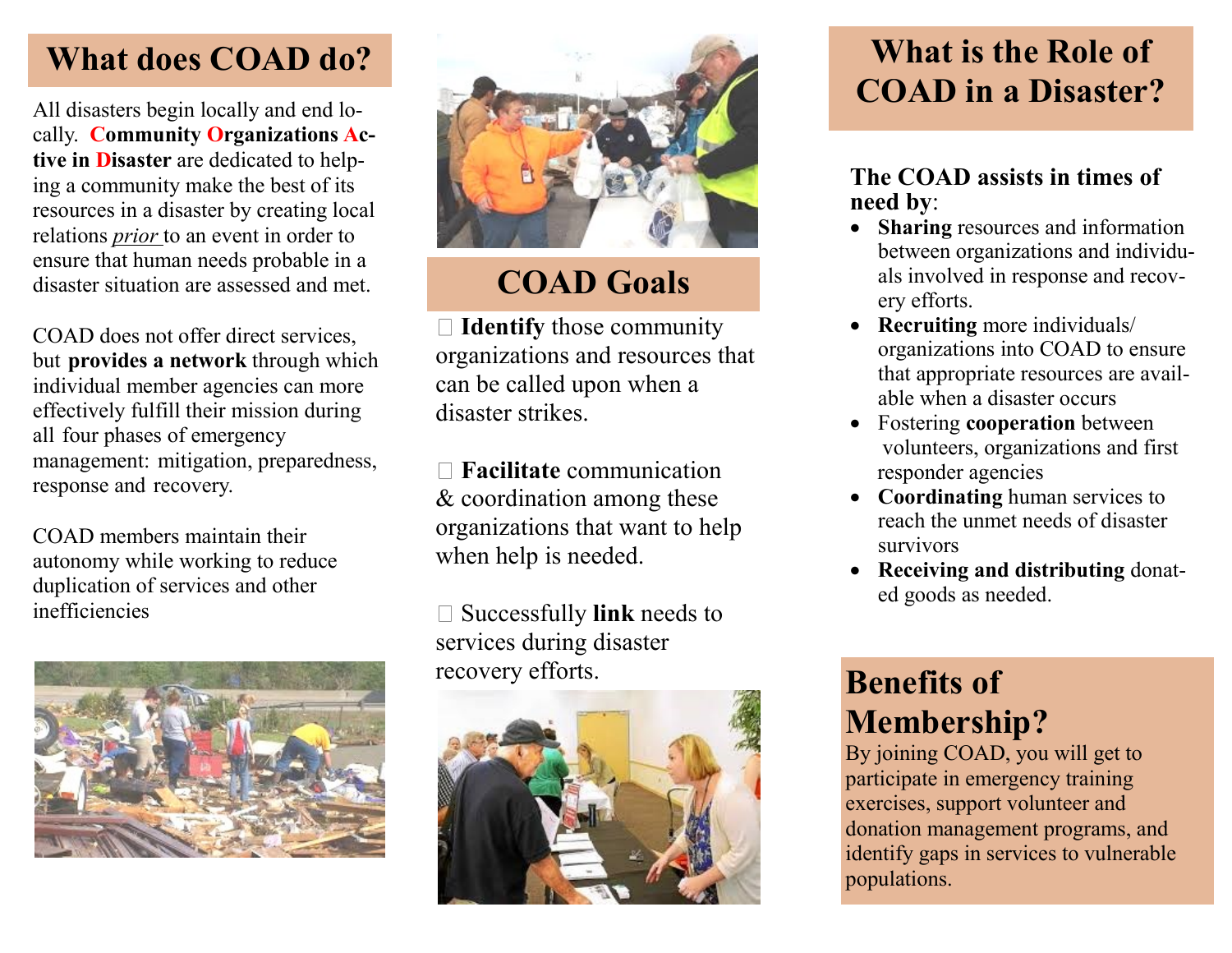# What does COAD do?

All disasters begin locally and end locally. **Community Organizations Active in Disaster** are dedicated to helping a community make the best of its resources in a disaster by creating local relations *prior* to an event in order to ensure that human needs probable in a disaster situation are assessed and met.

COAD does not offer direct services, but **provides a network** through which individual member agencies can more effectively fulfill their mission during all four phases of emergency management: mitigation, preparedness, response and recovery.

COAD members maintain their autonomy while working to reduce duplication of services and other inefficiencies

# COAD Goals

- **Identify** those community organizations and resources that can be called upon when a disaster strikes.
- **Facilitate** communication & coordination among these organizations that want to help when help is needed.
- Successfully **link** needs to services during disaster recovery efforts.

# What is the Role of COAD in a Disaster?

**The COAD assists in times of need by**:

- **Sharing** resources and information between organizations and individuals involved in response and recovery efforts.
- **Recruiting** more individuals/ organizations into COAD to ensure that appropriate resources are available when a disaster occurs
- Fostering **cooperation** between volunteers, organizations and first responder agencies
- **Coordinating** human services to reach the unmet needs of disaster survivors
- **Receiving and distributing** donated goods as needed.

# Benefits of Membership?

By joining COAD, you will get to participate in emergency training exercises, support volunteer and donation management programs, and identify gaps in services to vulnerable populations.